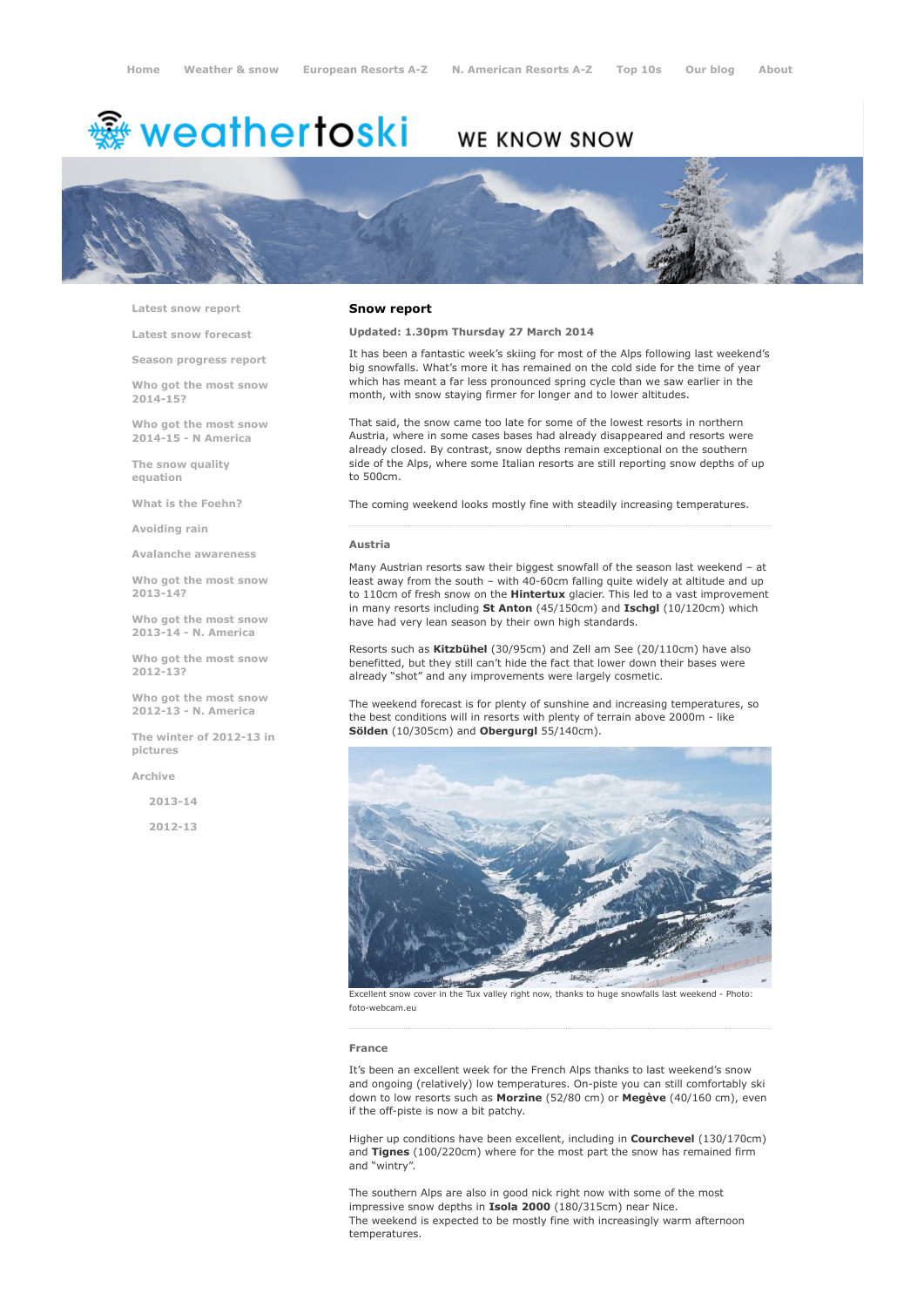Home Weather & snow European Resorts A-Z N. American Resorts A-Z Top 10s Our blog About

weathertoski WE KNOW SNOW

- Latest snow report
- Latest snow forecast
- Season progress report
- Who got the most snow 2014-15?
- Who got the most snow 2014-15 - N America
- The snow quality equation
- What is the Foehn?
- Avoiding rain
- Avalanche awareness
- Who got the most snow 2013-14?
- Who got the most snow 2013-14 - N. America
- Who got the most snow 2012-13?
- Who got the most snow 2012-13 - N. America
- The winter of 2012-13 in pictures
- Archive
  - 2013-14
  - 2012-13

## Snow report

**Updated: 1.30pm Thursday 27 March 2014**

It has been a fantastic week's skiing for most of the Alps following last weekend's big snowfalls. What's more it has remained on the cold side for the time of year which has meant a far less pronounced spring cycle than we saw earlier in the month, with snow staying firmer for longer and to lower altitudes.

That said, the snow came too late for some of the lowest resorts in northern Austria, where in some cases bases had already disappeared and resorts were already closed. By contrast, snow depths remain exceptional on the southern side of the Alps, where some Italian resorts are still reporting snow depths of up to 500cm.

The coming weekend looks mostly fine with steadily increasing temperatures.

### Austria

Many Austrian resorts saw their biggest snowfall of the season last weekend – at least away from the south – with 40-60cm falling quite widely at altitude and up to 110cm of fresh snow on the **Hintertux** glacier. This led to a vast improvement in many resorts including **St Anton** (45/150cm) and **Ischgl** (10/120cm) which have had very lean season by their own high standards.

Resorts such as **Kitzbühel** (30/95cm) and Zell am See (20/110cm) have also benefitted, but they still can't hide the fact that lower down their bases were already "shot" and any improvements were largely cosmetic.

The weekend forecast is for plenty of sunshine and increasing temperatures, so the best conditions will in resorts with plenty of terrain above 2000m - like **Sölden** (10/305cm) and **Obergurgl** 55/140cm).

Excellent snow cover in the Tux valley right now, thanks to huge snowfalls last weekend - Photo: foto-webcam.eu

### France

It's been an excellent week for the French Alps thanks to last weekend's snow and ongoing (relatively) low temperatures. On-piste you can still comfortably ski down to low resorts such as **Morzine** (52/80 cm) or **Megève** (40/160 cm), even if the off-piste is now a bit patchy.

Higher up conditions have been excellent, including in **Courchevel** (130/170cm) and **Tignes** (100/220cm) where for the most part the snow has remained firm and "wintry".

The southern Alps are also in good nick right now with some of the most impressive snow depths in **Isola 2000** (180/315cm) near Nice.
The weekend is expected to be mostly fine with increasingly warm afternoon temperatures.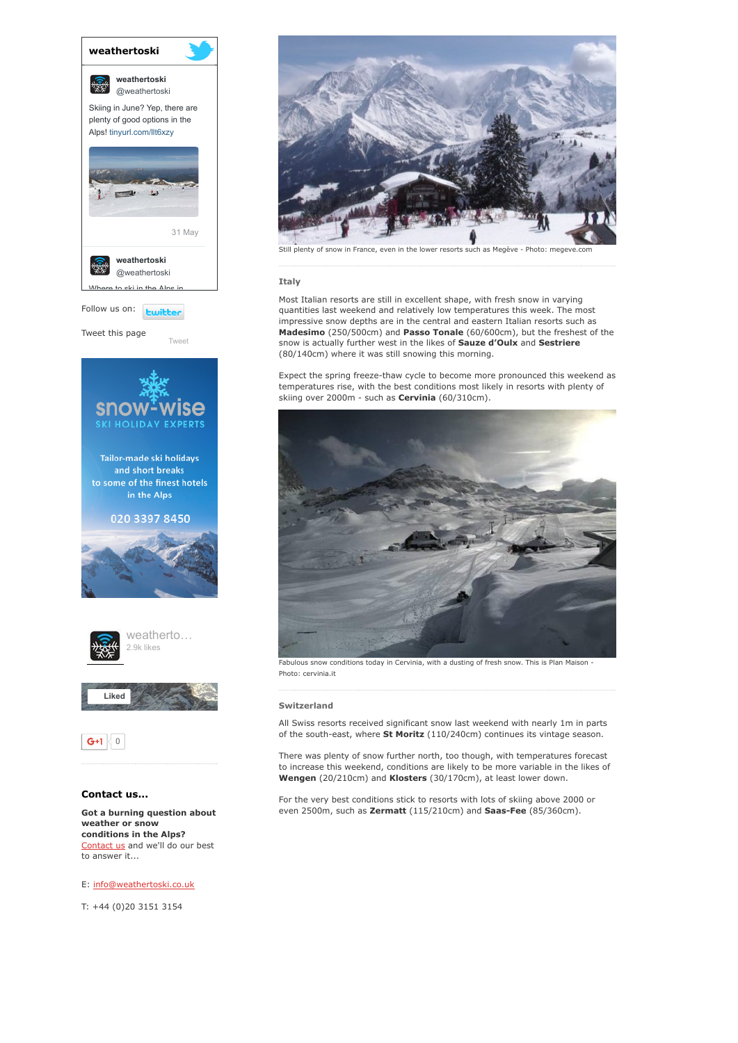Still plenty of snow in France, even in the lower resorts such as Megève - Photo: megeve.com

### Italy

Most Italian resorts are still in excellent shape, with fresh snow in varying quantities last weekend and relatively low temperatures this week. The most impressive snow depths are in the central and eastern Italian resorts such as **Madesimo** (250/500cm) and **Passo Tonale** (60/600cm), but the freshest of the snow is actually further west in the likes of **Sauze d'Oulx** and **Sestriere** (80/140cm) where it was still snowing this morning.

Expect the spring freeze-thaw cycle to become more pronounced this weekend as temperatures rise, with the best conditions most likely in resorts with plenty of skiing over 2000m - such as **Cervinia** (60/310cm).

Fabulous snow conditions today in Cervinia, with a dusting of fresh snow. This is Plan Maison - Photo: cervinia.it

### Switzerland

All Swiss resorts received significant snow last weekend with nearly 1m in parts of the south-east, where **St Moritz** (110/240cm) continues its vintage season.

There was plenty of snow further north, too though, with temperatures forecast to increase this weekend, conditions are likely to be more variable in the likes of **Wengen** (20/210cm) and **Klosters** (30/170cm), at least lower down.

For the very best conditions stick to resorts with lots of skiing above 2000 or even 2500m, such as **Zermatt** (115/210cm) and **Saas-Fee** (85/360cm).

**weathertoski**

weathertoski @weathertoski

Skiing in June? Yep, there are plenty of good options in the Alps! tinyurl.com/llt6xzy

31 May

weathertoski @weathertoski

Follow us on:

Tweet this page

snow-wise SKI HOLIDAY EXPERTS

Tailor-made ski holidays and short breaks to some of the finest hotels in the Alps

020 3397 8450

weatherto... 2.9k likes

### Contact us...

**Got a burning question about weather or snow conditions in the Alps?** Contact us and we'll do our best to answer it...

E: info@weathertoski.co.uk

T: +44 (0)20 3151 3154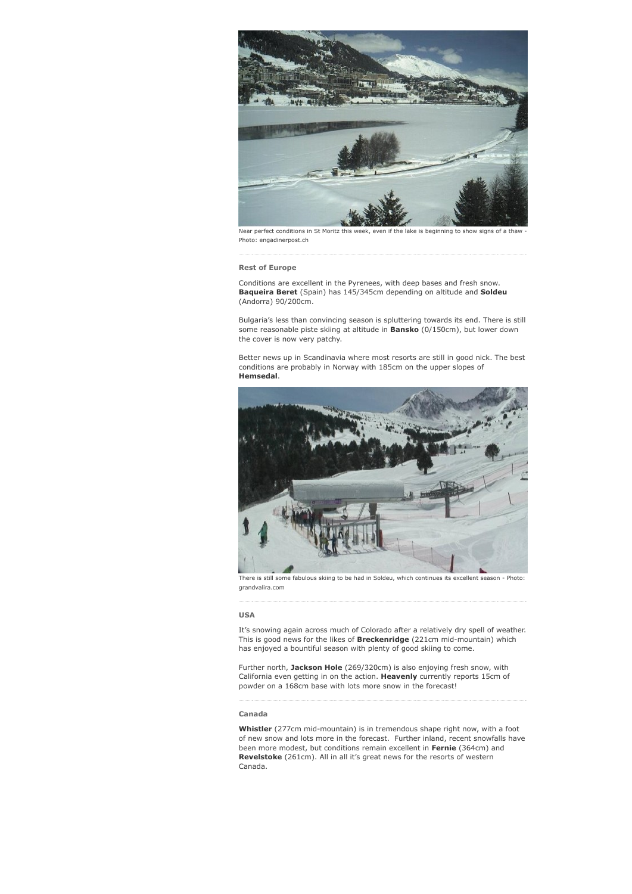Near perfect conditions in St Moritz this week, even if the lake is beginning to show signs of a thaw - Photo: engadinerpost.ch

### Rest of Europe

Conditions are excellent in the Pyrenees, with deep bases and fresh snow. **Baqueira Beret** (Spain) has 145/345cm depending on altitude and **Soldeu** (Andorra) 90/200cm.

Bulgaria's less than convincing season is spluttering towards its end. There is still some reasonable piste skiing at altitude in **Bansko** (0/150cm), but lower down the cover is now very patchy.

Better news up in Scandinavia where most resorts are still in good nick. The best conditions are probably in Norway with 185cm on the upper slopes of **Hemsedal**.

There is still some fabulous skiing to be had in Soldeu, which continues its excellent season - Photo: grandvalira.com

### USA

It's snowing again across much of Colorado after a relatively dry spell of weather. This is good news for the likes of **Breckenridge** (221cm mid-mountain) which has enjoyed a bountiful season with plenty of good skiing to come.

Further north, **Jackson Hole** (269/320cm) is also enjoying fresh snow, with California even getting in on the action. **Heavenly** currently reports 15cm of powder on a 168cm base with lots more snow in the forecast!

### Canada

**Whistler** (277cm mid-mountain) is in tremendous shape right now, with a foot of new snow and lots more in the forecast. Further inland, recent snowfalls have been more modest, but conditions remain excellent in **Fernie** (364cm) and **Revelstoke** (261cm). All in all it's great news for the resorts of western Canada.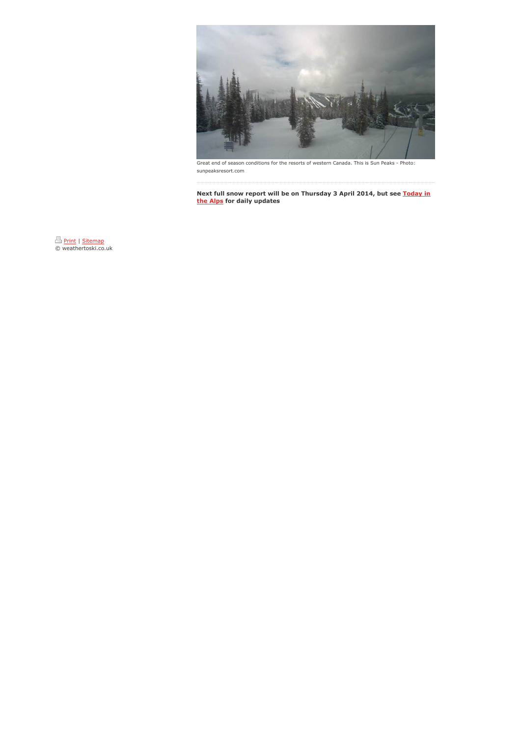Great end of season conditions for the resorts of western Canada. This is Sun Peaks - Photo: sunpeaksresort.com

**Next full snow report will be on Thursday 3 April 2014, but see Today in the Alps for daily updates**

Print | Sitemap
© weathertoski.co.uk